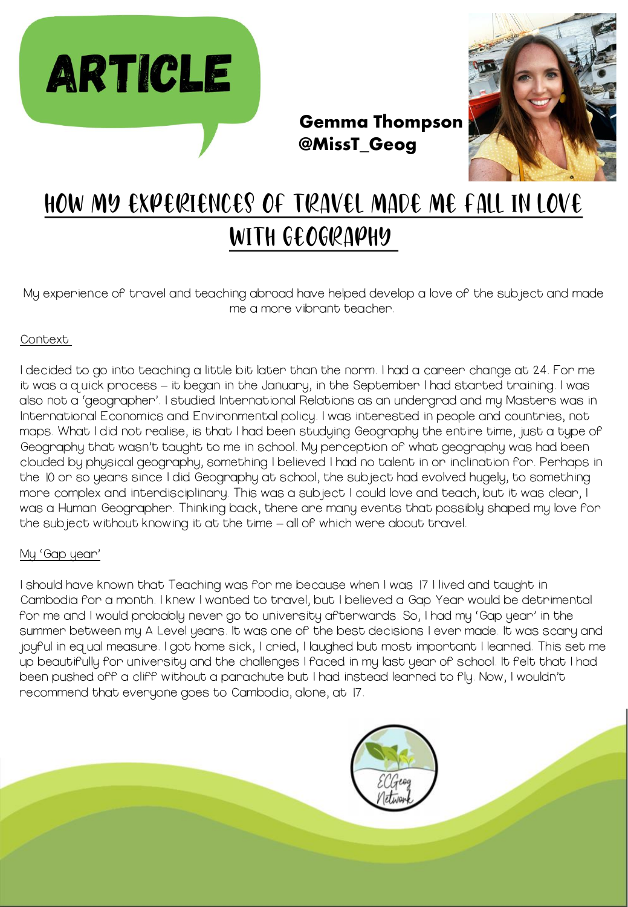ARTICLE

**Gemma Thompson**
**@MissT_Geog**

# How My Experiences of Travel Made Me Fall in Love with Geography

My experience of travel and teaching abroad have helped develop a love of the subject and made me a more vibrant teacher.

## Context

I decided to go into teaching a little bit later than the norm. I had a career change at 24. For me it was a quick process – it began in the January, in the September I had started training. I was also not a 'geographer'. I studied International Relations as an undergrad and my Masters was in International Economics and Environmental policy. I was interested in people and countries, not maps. What I did not realise, is that I had been studying Geography the entire time, just a type of Geography that wasn't taught to me in school. My perception of what geography was had been clouded by physical geography, something I believed I had no talent in or inclination for. Perhaps in the 10 or so years since I did Geography at school, the subject had evolved hugely, to something more complex and interdisciplinary. This was a subject I could love and teach, but it was clear, I was a Human Geographer. Thinking back, there are many events that possibly shaped my love for the subject without knowing it at the time – all of which were about travel.

## My 'Gap year'

I should have known that Teaching was for me because when I was 17 I lived and taught in Cambodia for a month. I knew I wanted to travel, but I believed a Gap Year would be detrimental for me and I would probably never go to university afterwards. So, I had my 'Gap year' in the summer between my A Level years. It was one of the best decisions I ever made. It was scary and joyful in equal measure. I got home sick, I cried, I laughed but most important I learned. This set me up beautifully for university and the challenges I faced in my last year of school. It felt that I had been pushed off a cliff without a parachute but I had instead learned to fly. Now, I wouldn't recommend that everyone goes to Cambodia, alone, at 17.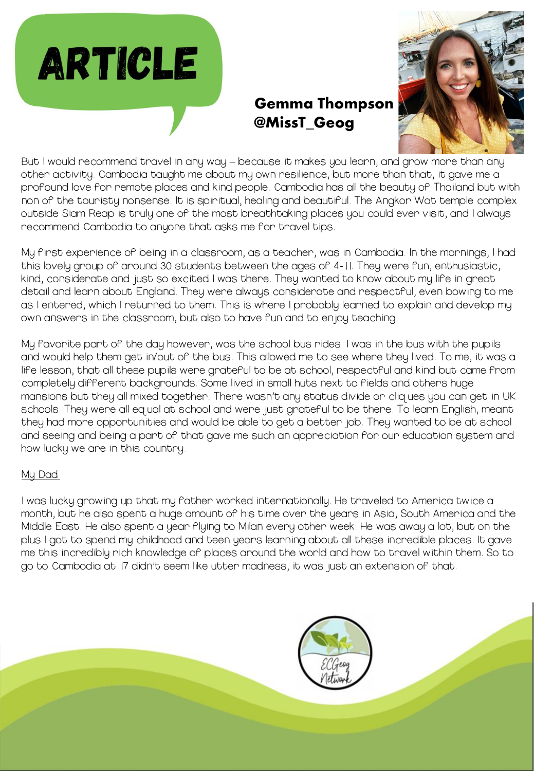# ARTICLE

**Gemma Thompson**
**@MissT_Geog**

But I would recommend travel in any way – because it makes you learn, and grow more than any other activity. Cambodia taught me about my own resilience, but more than that, it gave me a profound love for remote places and kind people. Cambodia has all the beauty of Thailand but with non of the touristy nonsense. It is spiritual, healing and beautiful. The Angkor Wat temple complex outside Siam Reap is truly one of the most breathtaking places you could ever visit, and I always recommend Cambodia to anyone that asks me for travel tips.

My first experience of being in a classroom, as a teacher, was in Cambodia. In the mornings, I had this lovely group of around 30 students between the ages of 4-11. They were fun, enthusiastic, kind, considerate and just so excited I was there. They wanted to know about my life in great detail and learn about England. They were always considerate and respectful, even bowing to me as I entered, which I returned to them. This is where I probably learned to explain and develop my own answers in the classroom, but also to have fun and to enjoy teaching.

My favorite part of the day however, was the school bus rides. I was in the bus with the pupils and would help them get in/out of the bus. This allowed me to see where they lived. To me, it was a life lesson, that all these pupils were grateful to be at school, respectful and kind but came from completely different backgrounds. Some lived in small huts next to fields and others huge mansions but they all mixed together. There wasn't any status divide or cliques you can get in UK schools. They were all equal at school and were just grateful to be there. To learn English, meant they had more opportunities and would be able to get a better job. They wanted to be at school and seeing and being a part of that gave me such an appreciation for our education system and how lucky we are in this country.

## My Dad

I was lucky growing up that my father worked internationally. He traveled to America twice a month, but he also spent a huge amount of his time over the years in Asia, South America and the Middle East. He also spent a year flying to Milan every other week. He was away a lot, but on the plus I got to spend my childhood and teen years learning about all these incredible places. It gave me this incredibly rich knowledge of places around the world and how to travel within them. So to go to Cambodia at 17 didn't seem like utter madness, it was just an extension of that.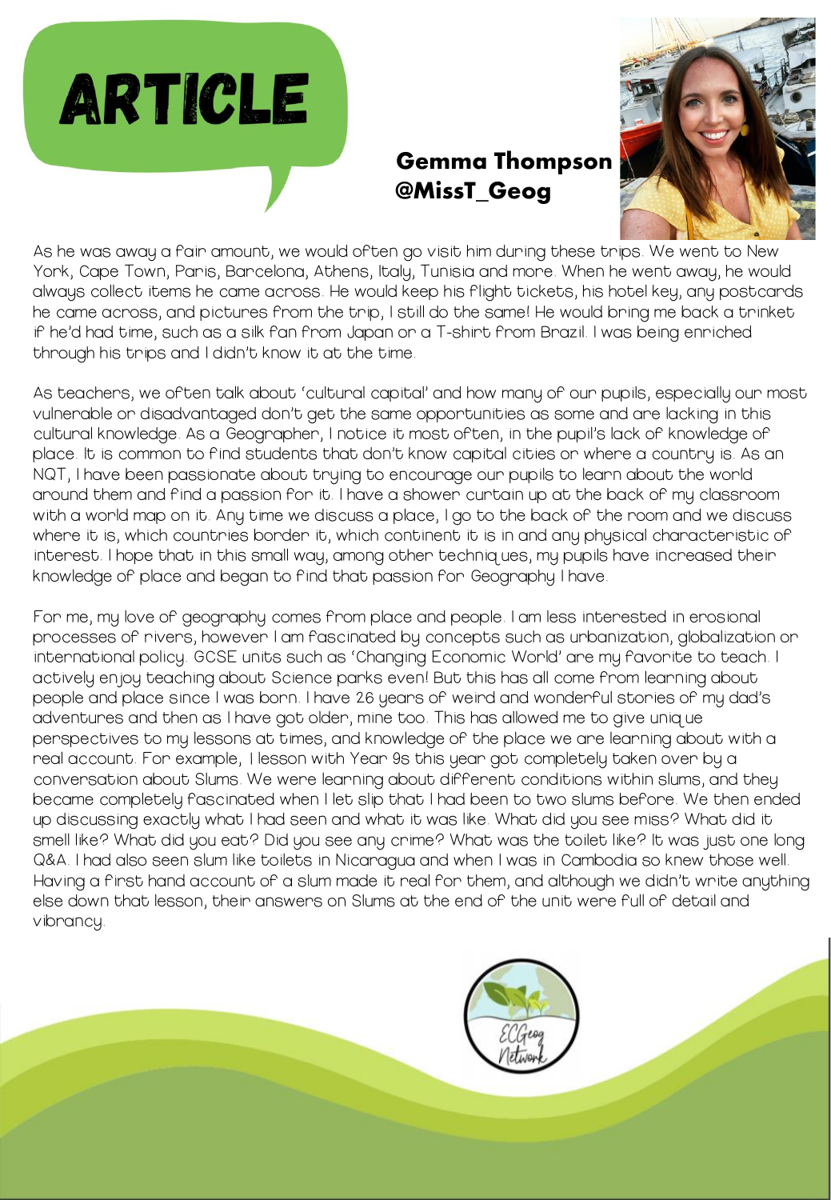# ARTICLE

**Gemma Thompson**
**@MissT_Geog**

As he was away a fair amount, we would often go visit him during these trips. We went to New York, Cape Town, Paris, Barcelona, Athens, Italy, Tunisia and more. When he went away, he would always collect items he came across. He would keep his flight tickets, his hotel key, any postcards he came across, and pictures from the trip, I still do the same! He would bring me back a trinket if he'd had time, such as a silk fan from Japan or a T-shirt from Brazil. I was being enriched through his trips and I didn't know it at the time.

As teachers, we often talk about 'cultural capital' and how many of our pupils, especially our most vulnerable or disadvantaged don't get the same opportunities as some and are lacking in this cultural knowledge. As a Geographer, I notice it most often, in the pupil's lack of knowledge of place. It is common to find students that don't know capital cities or where a country is. As an NQT, I have been passionate about trying to encourage our pupils to learn about the world around them and find a passion for it. I have a shower curtain up at the back of my classroom with a world map on it. Any time we discuss a place, I go to the back of the room and we discuss where it is, which countries border it, which continent it is in and any physical characteristic of interest. I hope that in this small way, among other techniques, my pupils have increased their knowledge of place and began to find that passion for Geography I have.

For me, my love of geography comes from place and people. I am less interested in erosional processes of rivers, however I am fascinated by concepts such as urbanization, globalization or international policy. GCSE units such as 'Changing Economic World' are my favorite to teach. I actively enjoy teaching about Science parks even! But this has all come from learning about people and place since I was born. I have 26 years of weird and wonderful stories of my dad's adventures and then as I have got older, mine too. This has allowed me to give unique perspectives to my lessons at times, and knowledge of the place we are learning about with a real account. For example, 1 lesson with Year 9s this year got completely taken over by a conversation about Slums. We were learning about different conditions within slums, and they became completely fascinated when I let slip that I had been to two slums before. We then ended up discussing exactly what I had seen and what it was like. What did you see miss? What did it smell like? What did you eat? Did you see any crime? What was the toilet like? It was just one long Q&A. I had also seen slum like toilets in Nicaragua and when I was in Cambodia so knew those well. Having a first hand account of a slum made it real for them, and although we didn't write anything else down that lesson, their answers on Slums at the end of the unit were full of detail and vibrancy.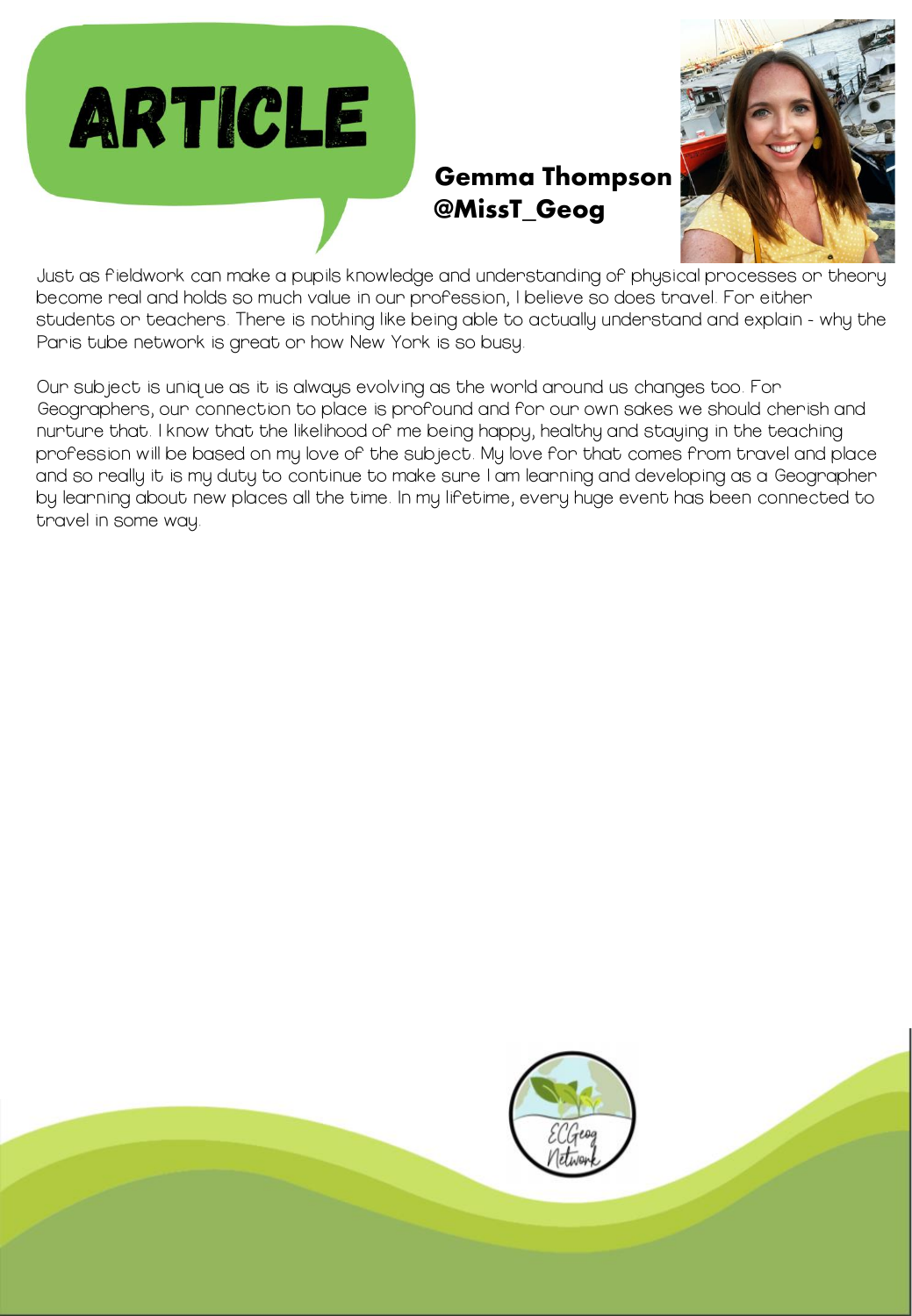# ARTICLE

**Gemma Thompson**
**@MissT_Geog**

Just as fieldwork can make a pupils knowledge and understanding of physical processes or theory become real and holds so much value in our profession, I believe so does travel. For either students or teachers. There is nothing like being able to actually understand and explain - why the Paris tube network is great or how New York is so busy.

Our subject is unique as it is always evolving as the world around us changes too. For Geographers, our connection to place is profound and for our own sakes we should cherish and nurture that. I know that the likelihood of me being happy, healthy and staying in the teaching profession will be based on my love of the subject. My love for that comes from travel and place and so really it is my duty to continue to make sure I am learning and developing as a Geographer by learning about new places all the time. In my lifetime, every huge event has been connected to travel in some way.